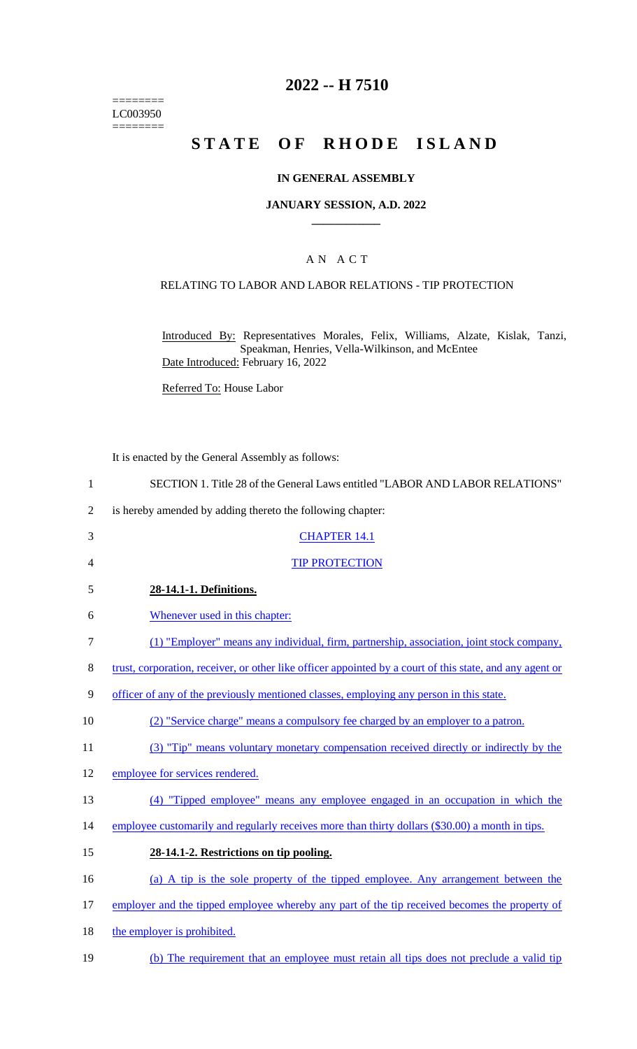========
LC003950
========

# 2022 -- H 7510

# STATE OF RHODE ISLAND

## IN GENERAL ASSEMBLY

## JANUARY SESSION, A.D. 2022

### A N A C T

### RELATING TO LABOR AND LABOR RELATIONS - TIP PROTECTION

Introduced By: Representatives Morales, Felix, Williams, Alzate, Kislak, Tanzi, Speakman, Henries, Vella-Wilkinson, and McEntee

Date Introduced: February 16, 2022

Referred To: House Labor

It is enacted by the General Assembly as follows:

1 SECTION 1. Title 28 of the General Laws entitled "LABOR AND LABOR RELATIONS"

2 is hereby amended by adding thereto the following chapter:

3 CHAPTER 14.1

4 TIP PROTECTION

5 **28-14.1-1. Definitions.**

6 Whenever used in this chapter:

7 (1) "Employer" means any individual, firm, partnership, association, joint stock company,

8 trust, corporation, receiver, or other like officer appointed by a court of this state, and any agent or

9 officer of any of the previously mentioned classes, employing any person in this state.

10 (2) "Service charge" means a compulsory fee charged by an employer to a patron.

11 (3) "Tip" means voluntary monetary compensation received directly or indirectly by the

12 employee for services rendered.

13 (4) "Tipped employee" means any employee engaged in an occupation in which the

14 employee customarily and regularly receives more than thirty dollars ($30.00) a month in tips.

15 **28-14.1-2. Restrictions on tip pooling.**

16 (a) A tip is the sole property of the tipped employee. Any arrangement between the

17 employer and the tipped employee whereby any part of the tip received becomes the property of

18 the employer is prohibited.

19 (b) The requirement that an employee must retain all tips does not preclude a valid tip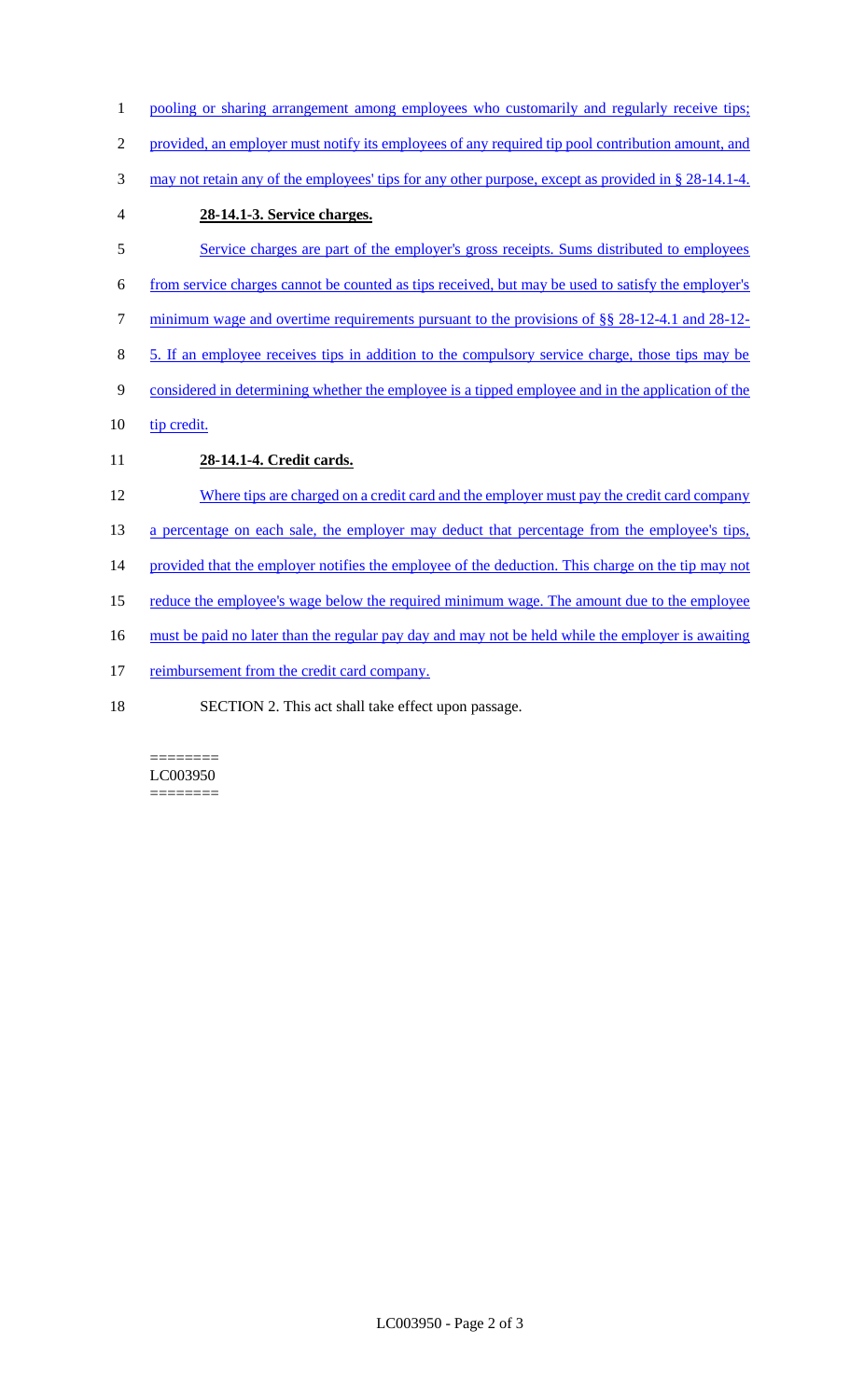pooling or sharing arrangement among employees who customarily and regularly receive tips; provided, an employer must notify its employees of any required tip pool contribution amount, and may not retain any of the employees' tips for any other purpose, except as provided in § 28-14.1-4.

**28-14.1-3. Service charges.**

Service charges are part of the employer's gross receipts. Sums distributed to employees from service charges cannot be counted as tips received, but may be used to satisfy the employer's minimum wage and overtime requirements pursuant to the provisions of §§ 28-12-4.1 and 28-12-5. If an employee receives tips in addition to the compulsory service charge, those tips may be considered in determining whether the employee is a tipped employee and in the application of the tip credit.

**28-14.1-4. Credit cards.**

Where tips are charged on a credit card and the employer must pay the credit card company a percentage on each sale, the employer may deduct that percentage from the employee's tips, provided that the employer notifies the employee of the deduction. This charge on the tip may not reduce the employee's wage below the required minimum wage. The amount due to the employee must be paid no later than the regular pay day and may not be held while the employer is awaiting reimbursement from the credit card company.

SECTION 2. This act shall take effect upon passage.

========
LC003950
========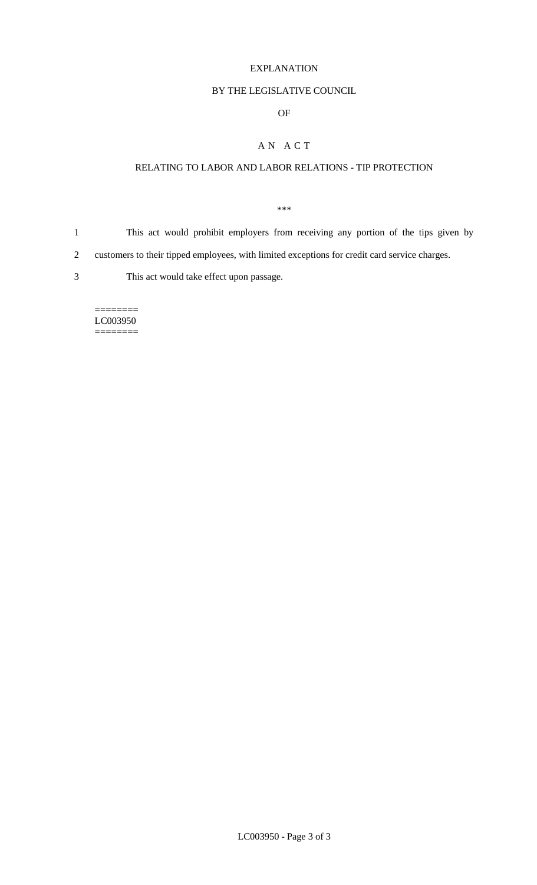EXPLANATION

BY THE LEGISLATIVE COUNCIL

OF

A N A C T

RELATING TO LABOR AND LABOR RELATIONS - TIP PROTECTION

\*\*\*

1 This act would prohibit employers from receiving any portion of the tips given by
2 customers to their tipped employees, with limited exceptions for credit card service charges.
3 This act would take effect upon passage.

========
LC003950
========